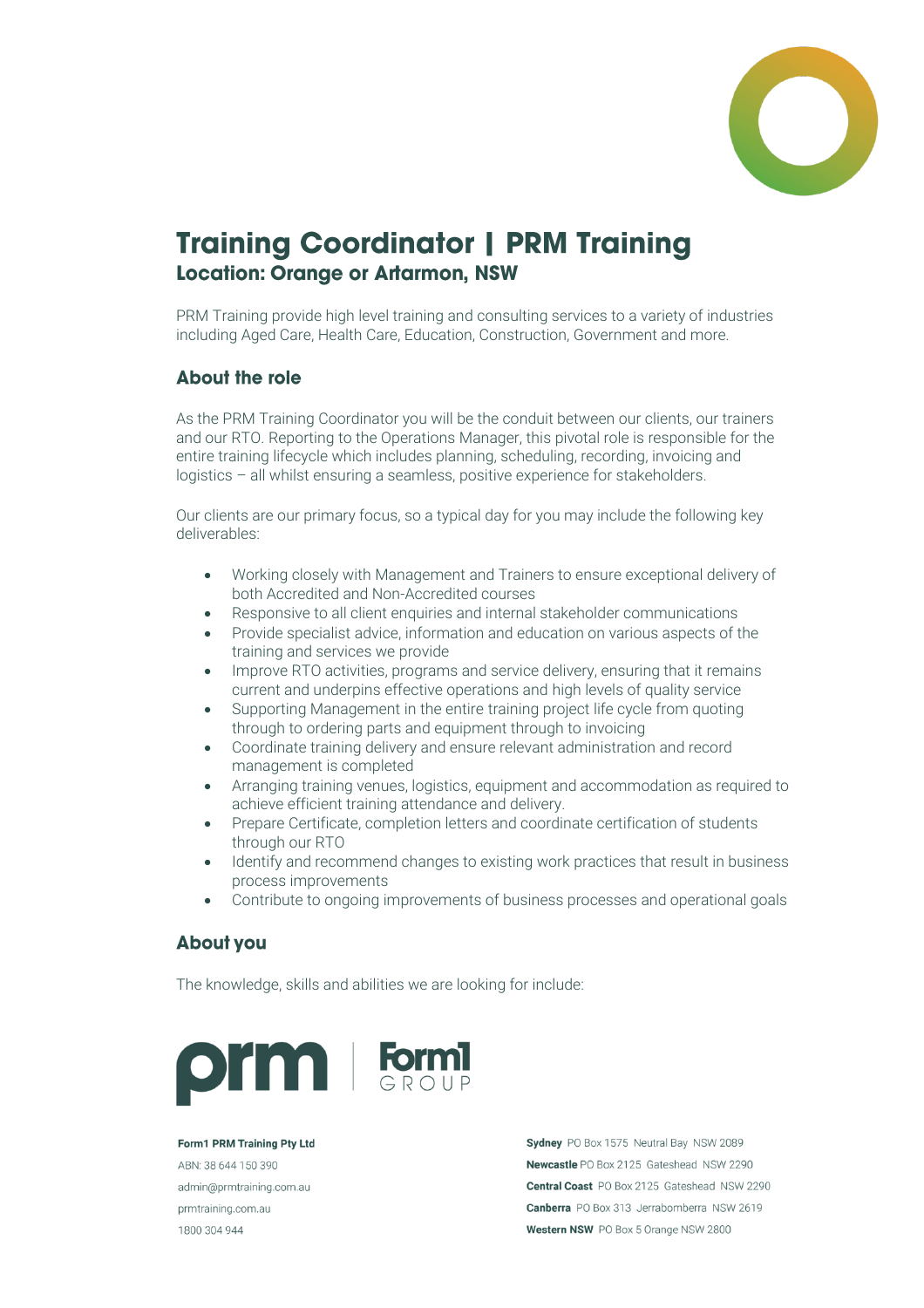# Training Coordinator | PRM Training

## Location: Orange or Artarmon, NSW

PRM Training provide high level training and consulting services to a variety of industries including Aged Care, Health Care, Education, Construction, Government and more.

### About the role

As the PRM Training Coordinator you will be the conduit between our clients, our trainers and our RTO. Reporting to the Operations Manager, this pivotal role is responsible for the entire training lifecycle which includes planning, scheduling, recording, invoicing and logistics – all whilst ensuring a seamless, positive experience for stakeholders.

Our clients are our primary focus, so a typical day for you may include the following key deliverables:

- Working closely with Management and Trainers to ensure exceptional delivery of both Accredited and Non-Accredited courses
- Responsive to all client enquiries and internal stakeholder communications
- Provide specialist advice, information and education on various aspects of the training and services we provide
- Improve RTO activities, programs and service delivery, ensuring that it remains current and underpins effective operations and high levels of quality service
- Supporting Management in the entire training project life cycle from quoting through to ordering parts and equipment through to invoicing
- Coordinate training delivery and ensure relevant administration and record management is completed
- Arranging training venues, logistics, equipment and accommodation as required to achieve efficient training attendance and delivery.
- Prepare Certificate, completion letters and coordinate certification of students through our RTO
- Identify and recommend changes to existing work practices that result in business process improvements
- Contribute to ongoing improvements of business processes and operational goals

### About you

The knowledge, skills and abilities we are looking for include:

**Form1 PRM Training Pty Ltd**
ABN: 38 644 150 390
admin@prmtraining.com.au
prmtraining.com.au
1800 304 944

**Sydney** PO Box 1575 Neutral Bay NSW 2089
**Newcastle** PO Box 2125 Gateshead NSW 2290
**Central Coast** PO Box 2125 Gateshead NSW 2290
**Canberra** PO Box 313 Jerrabomberra NSW 2619
**Western NSW** PO Box 5 Orange NSW 2800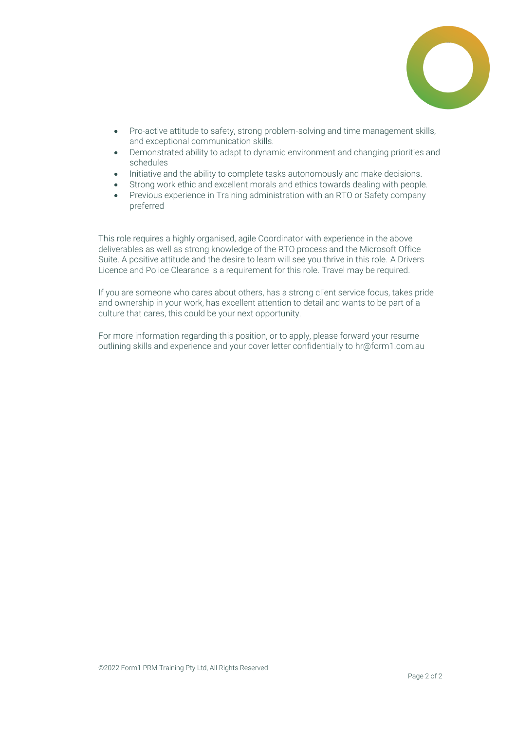- Pro-active attitude to safety, strong problem-solving and time management skills, and exceptional communication skills.
- Demonstrated ability to adapt to dynamic environment and changing priorities and schedules
- Initiative and the ability to complete tasks autonomously and make decisions.
- Strong work ethic and excellent morals and ethics towards dealing with people.
- Previous experience in Training administration with an RTO or Safety company preferred

This role requires a highly organised, agile Coordinator with experience in the above deliverables as well as strong knowledge of the RTO process and the Microsoft Office Suite. A positive attitude and the desire to learn will see you thrive in this role. A Drivers Licence and Police Clearance is a requirement for this role. Travel may be required.

If you are someone who cares about others, has a strong client service focus, takes pride and ownership in your work, has excellent attention to detail and wants to be part of a culture that cares, this could be your next opportunity.

For more information regarding this position, or to apply, please forward your resume outlining skills and experience and your cover letter confidentially to hr@form1.com.au

©2022 Form1 PRM Training Pty Ltd, All Rights Reserved